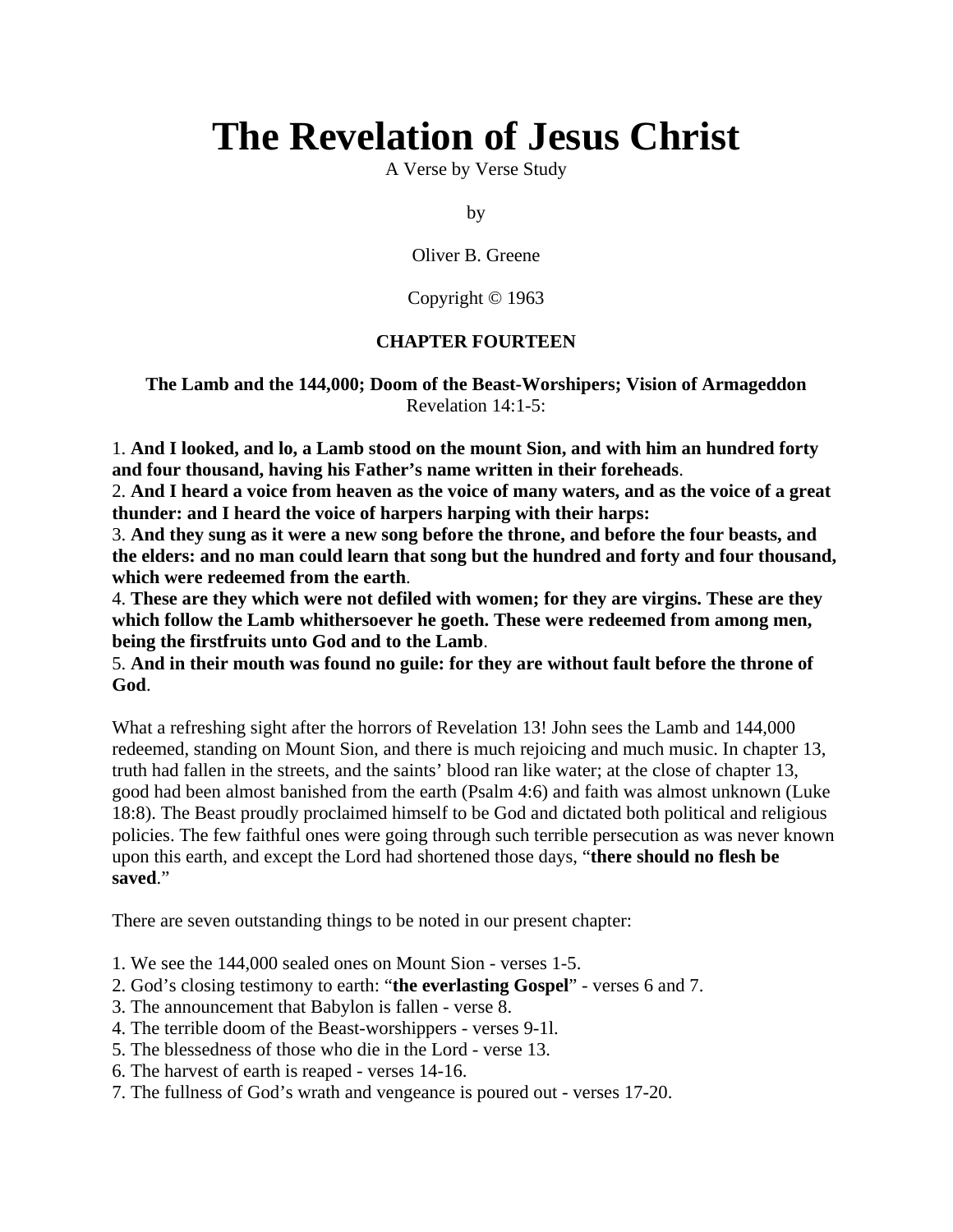# The Revelation of Jesus Christ

A Verse by Verse Study

by

Oliver B. Greene

Copyright © 1963

## CHAPTER FOURTEEN

### The Lamb and the 144,000; Doom of the Beast-Worshipers; Vision of Armageddon

Revelation 14:1-5:

1. **And I looked, and lo, a Lamb stood on the mount Sion, and with him an hundred forty and four thousand, having his Father's name written in their foreheads**.
2. **And I heard a voice from heaven as the voice of many waters, and as the voice of a great thunder: and I heard the voice of harpers harping with their harps:**
3. **And they sung as it were a new song before the throne, and before the four beasts, and the elders: and no man could learn that song but the hundred and forty and four thousand, which were redeemed from the earth**.
4. **These are they which were not defiled with women; for they are virgins. These are they which follow the Lamb whithersoever he goeth. These were redeemed from among men, being the firstfruits unto God and to the Lamb**.
5. **And in their mouth was found no guile: for they are without fault before the throne of God**.

What a refreshing sight after the horrors of Revelation 13! John sees the Lamb and 144,000 redeemed, standing on Mount Sion, and there is much rejoicing and much music. In chapter 13, truth had fallen in the streets, and the saints' blood ran like water; at the close of chapter 13, good had been almost banished from the earth (Psalm 4:6) and faith was almost unknown (Luke 18:8). The Beast proudly proclaimed himself to be God and dictated both political and religious policies. The few faithful ones were going through such terrible persecution as was never known upon this earth, and except the Lord had shortened those days, "**there should no flesh be saved**."

There are seven outstanding things to be noted in our present chapter:

1. We see the 144,000 sealed ones on Mount Sion - verses 1-5.
2. God's closing testimony to earth: "**the everlasting Gospel**" - verses 6 and 7.
3. The announcement that Babylon is fallen - verse 8.
4. The terrible doom of the Beast-worshippers - verses 9-1l.
5. The blessedness of those who die in the Lord - verse 13.
6. The harvest of earth is reaped - verses 14-16.
7. The fullness of God's wrath and vengeance is poured out - verses 17-20.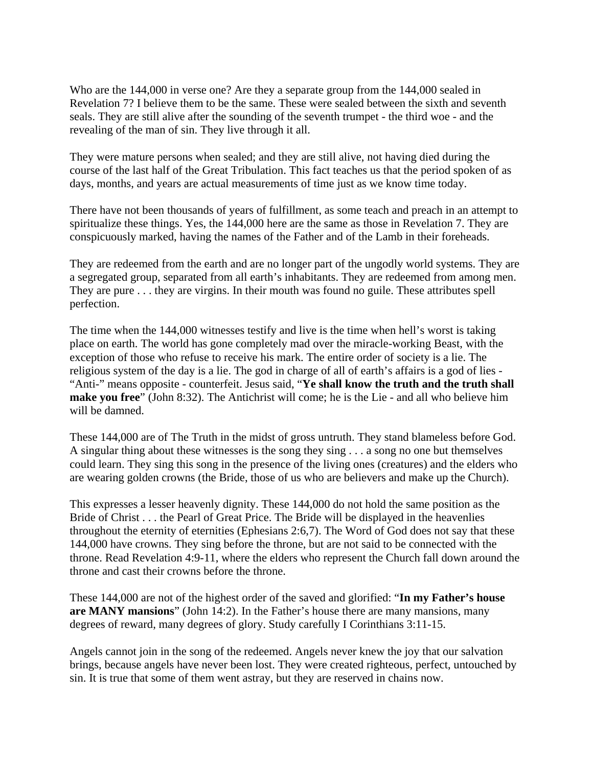Who are the 144,000 in verse one? Are they a separate group from the 144,000 sealed in Revelation 7? I believe them to be the same. These were sealed between the sixth and seventh seals. They are still alive after the sounding of the seventh trumpet - the third woe - and the revealing of the man of sin. They live through it all.

They were mature persons when sealed; and they are still alive, not having died during the course of the last half of the Great Tribulation. This fact teaches us that the period spoken of as days, months, and years are actual measurements of time just as we know time today.

There have not been thousands of years of fulfillment, as some teach and preach in an attempt to spiritualize these things. Yes, the 144,000 here are the same as those in Revelation 7. They are conspicuously marked, having the names of the Father and of the Lamb in their foreheads.

They are redeemed from the earth and are no longer part of the ungodly world systems. They are a segregated group, separated from all earth's inhabitants. They are redeemed from among men. They are pure . . . they are virgins. In their mouth was found no guile. These attributes spell perfection.

The time when the 144,000 witnesses testify and live is the time when hell's worst is taking place on earth. The world has gone completely mad over the miracle-working Beast, with the exception of those who refuse to receive his mark. The entire order of society is a lie. The religious system of the day is a lie. The god in charge of all of earth's affairs is a god of lies - "Anti-" means opposite - counterfeit. Jesus said, "**Ye shall know the truth and the truth shall make you free**" (John 8:32). The Antichrist will come; he is the Lie - and all who believe him will be damned.

These 144,000 are of The Truth in the midst of gross untruth. They stand blameless before God. A singular thing about these witnesses is the song they sing . . . a song no one but themselves could learn. They sing this song in the presence of the living ones (creatures) and the elders who are wearing golden crowns (the Bride, those of us who are believers and make up the Church).

This expresses a lesser heavenly dignity. These 144,000 do not hold the same position as the Bride of Christ . . . the Pearl of Great Price. The Bride will be displayed in the heavenlies throughout the eternity of eternities (Ephesians 2:6,7). The Word of God does not say that these 144,000 have crowns. They sing before the throne, but are not said to be connected with the throne. Read Revelation 4:9-11, where the elders who represent the Church fall down around the throne and cast their crowns before the throne.

These 144,000 are not of the highest order of the saved and glorified: "**In my Father's house are MANY mansions**" (John 14:2). In the Father's house there are many mansions, many degrees of reward, many degrees of glory. Study carefully I Corinthians 3:11-15.

Angels cannot join in the song of the redeemed. Angels never knew the joy that our salvation brings, because angels have never been lost. They were created righteous, perfect, untouched by sin. It is true that some of them went astray, but they are reserved in chains now.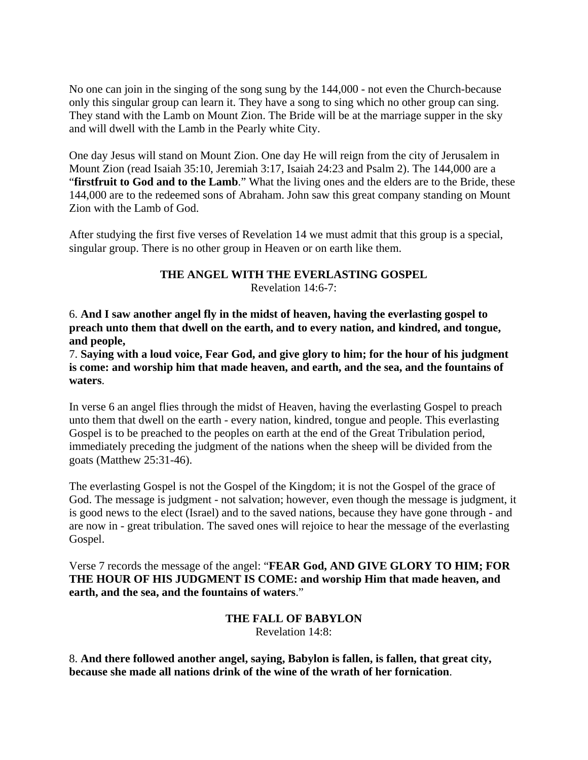No one can join in the singing of the song sung by the 144,000 - not even the Church-because only this singular group can learn it. They have a song to sing which no other group can sing. They stand with the Lamb on Mount Zion. The Bride will be at the marriage supper in the sky and will dwell with the Lamb in the Pearly white City.

One day Jesus will stand on Mount Zion. One day He will reign from the city of Jerusalem in Mount Zion (read Isaiah 35:10, Jeremiah 3:17, Isaiah 24:23 and Psalm 2). The 144,000 are a "**firstfruit to God and to the Lamb**." What the living ones and the elders are to the Bride, these 144,000 are to the redeemed sons of Abraham. John saw this great company standing on Mount Zion with the Lamb of God.

After studying the first five verses of Revelation 14 we must admit that this group is a special, singular group. There is no other group in Heaven or on earth like them.

### THE ANGEL WITH THE EVERLASTING GOSPEL

Revelation 14:6-7:

6. **And I saw another angel fly in the midst of heaven, having the everlasting gospel to preach unto them that dwell on the earth, and to every nation, and kindred, and tongue, and people,**
7. **Saying with a loud voice, Fear God, and give glory to him; for the hour of his judgment is come: and worship him that made heaven, and earth, and the sea, and the fountains of waters**.

In verse 6 an angel flies through the midst of Heaven, having the everlasting Gospel to preach unto them that dwell on the earth - every nation, kindred, tongue and people. This everlasting Gospel is to be preached to the peoples on earth at the end of the Great Tribulation period, immediately preceding the judgment of the nations when the sheep will be divided from the goats (Matthew 25:31-46).

The everlasting Gospel is not the Gospel of the Kingdom; it is not the Gospel of the grace of God. The message is judgment - not salvation; however, even though the message is judgment, it is good news to the elect (Israel) and to the saved nations, because they have gone through - and are now in - great tribulation. The saved ones will rejoice to hear the message of the everlasting Gospel.

Verse 7 records the message of the angel: "**FEAR God, AND GIVE GLORY TO HIM; FOR THE HOUR OF HIS JUDGMENT IS COME: and worship Him that made heaven, and earth, and the sea, and the fountains of waters**."

### THE FALL OF BABYLON

Revelation 14:8:

8. **And there followed another angel, saying, Babylon is fallen, is fallen, that great city, because she made all nations drink of the wine of the wrath of her fornication**.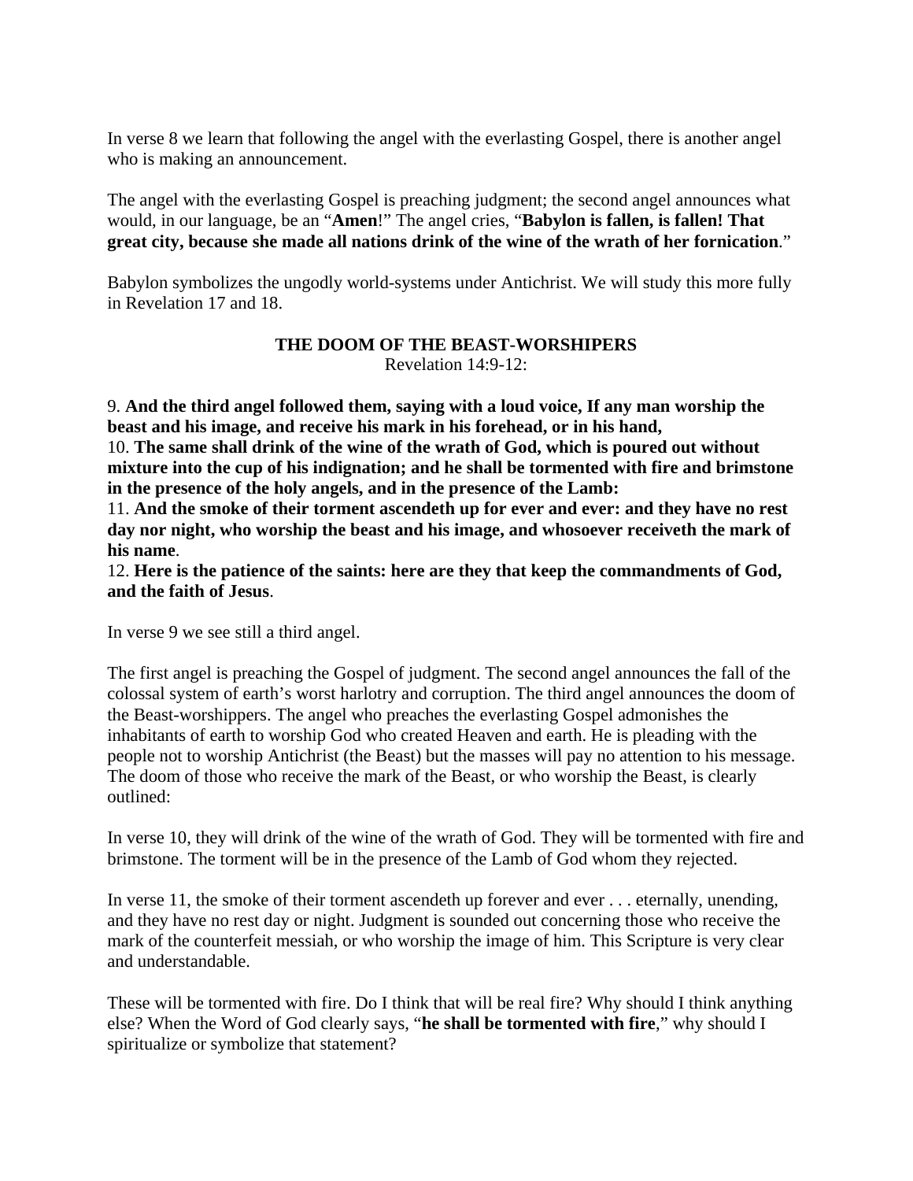In verse 8 we learn that following the angel with the everlasting Gospel, there is another angel who is making an announcement.

The angel with the everlasting Gospel is preaching judgment; the second angel announces what would, in our language, be an "**Amen**!" The angel cries, "**Babylon is fallen, is fallen! That great city, because she made all nations drink of the wine of the wrath of her fornication**."

Babylon symbolizes the ungodly world-systems under Antichrist. We will study this more fully in Revelation 17 and 18.

### THE DOOM OF THE BEAST-WORSHIPERS

Revelation 14:9-12:

9. **And the third angel followed them, saying with a loud voice, If any man worship the beast and his image, and receive his mark in his forehead, or in his hand,**
10. **The same shall drink of the wine of the wrath of God, which is poured out without mixture into the cup of his indignation; and he shall be tormented with fire and brimstone in the presence of the holy angels, and in the presence of the Lamb:**
11. **And the smoke of their torment ascendeth up for ever and ever: and they have no rest day nor night, who worship the beast and his image, and whosoever receiveth the mark of his name**.
12. **Here is the patience of the saints: here are they that keep the commandments of God, and the faith of Jesus**.

In verse 9 we see still a third angel.

The first angel is preaching the Gospel of judgment. The second angel announces the fall of the colossal system of earth's worst harlotry and corruption. The third angel announces the doom of the Beast-worshippers. The angel who preaches the everlasting Gospel admonishes the inhabitants of earth to worship God who created Heaven and earth. He is pleading with the people not to worship Antichrist (the Beast) but the masses will pay no attention to his message. The doom of those who receive the mark of the Beast, or who worship the Beast, is clearly outlined:

In verse 10, they will drink of the wine of the wrath of God. They will be tormented with fire and brimstone. The torment will be in the presence of the Lamb of God whom they rejected.

In verse 11, the smoke of their torment ascendeth up forever and ever . . . eternally, unending, and they have no rest day or night. Judgment is sounded out concerning those who receive the mark of the counterfeit messiah, or who worship the image of him. This Scripture is very clear and understandable.

These will be tormented with fire. Do I think that will be real fire? Why should I think anything else? When the Word of God clearly says, "**he shall be tormented with fire**," why should I spiritualize or symbolize that statement?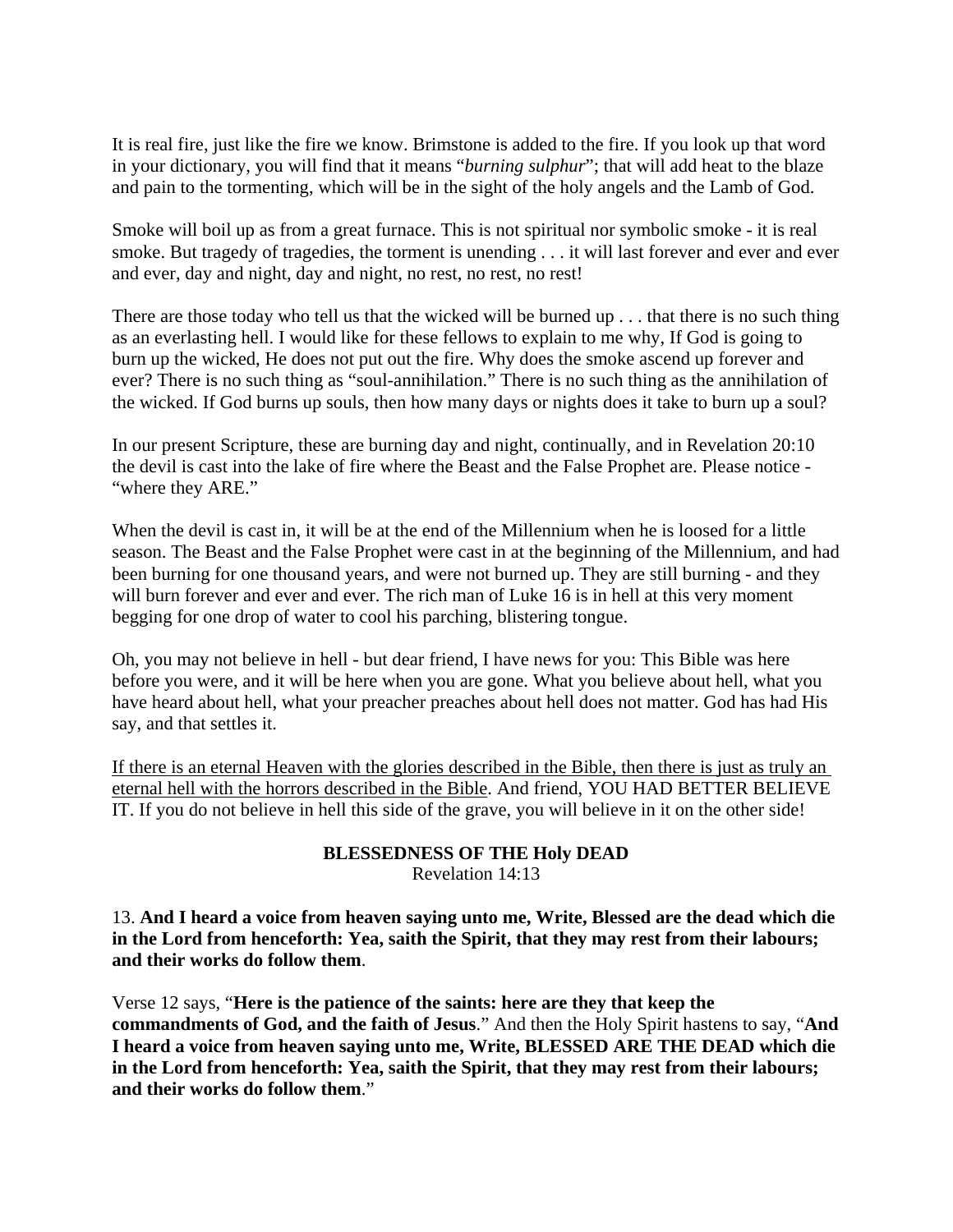It is real fire, just like the fire we know. Brimstone is added to the fire. If you look up that word in your dictionary, you will find that it means "*burning sulphur*"; that will add heat to the blaze and pain to the tormenting, which will be in the sight of the holy angels and the Lamb of God.

Smoke will boil up as from a great furnace. This is not spiritual nor symbolic smoke - it is real smoke. But tragedy of tragedies, the torment is unending . . . it will last forever and ever and ever and ever, day and night, day and night, no rest, no rest, no rest!

There are those today who tell us that the wicked will be burned up . . . that there is no such thing as an everlasting hell. I would like for these fellows to explain to me why, If God is going to burn up the wicked, He does not put out the fire. Why does the smoke ascend up forever and ever? There is no such thing as "soul-annihilation." There is no such thing as the annihilation of the wicked. If God burns up souls, then how many days or nights does it take to burn up a soul?

In our present Scripture, these are burning day and night, continually, and in Revelation 20:10 the devil is cast into the lake of fire where the Beast and the False Prophet are. Please notice - "where they ARE."

When the devil is cast in, it will be at the end of the Millennium when he is loosed for a little season. The Beast and the False Prophet were cast in at the beginning of the Millennium, and had been burning for one thousand years, and were not burned up. They are still burning - and they will burn forever and ever and ever. The rich man of Luke 16 is in hell at this very moment begging for one drop of water to cool his parching, blistering tongue.

Oh, you may not believe in hell - but dear friend, I have news for you: This Bible was here before you were, and it will be here when you are gone. What you believe about hell, what you have heard about hell, what your preacher preaches about hell does not matter. God has had His say, and that settles it.

<u>If there is an eternal Heaven with the glories described in the Bible, then there is just as truly an eternal hell with the horrors described in the Bible</u>. And friend, YOU HAD BETTER BELIEVE IT. If you do not believe in hell this side of the grave, you will believe in it on the other side!

## BLESSEDNESS OF THE Holy DEAD

Revelation 14:13

13. **And I heard a voice from heaven saying unto me, Write, Blessed are the dead which die in the Lord from henceforth: Yea, saith the Spirit, that they may rest from their labours; and their works do follow them**.

Verse 12 says, "**Here is the patience of the saints: here are they that keep the commandments of God, and the faith of Jesus**." And then the Holy Spirit hastens to say, "**And I heard a voice from heaven saying unto me, Write, BLESSED ARE THE DEAD which die in the Lord from henceforth: Yea, saith the Spirit, that they may rest from their labours; and their works do follow them**."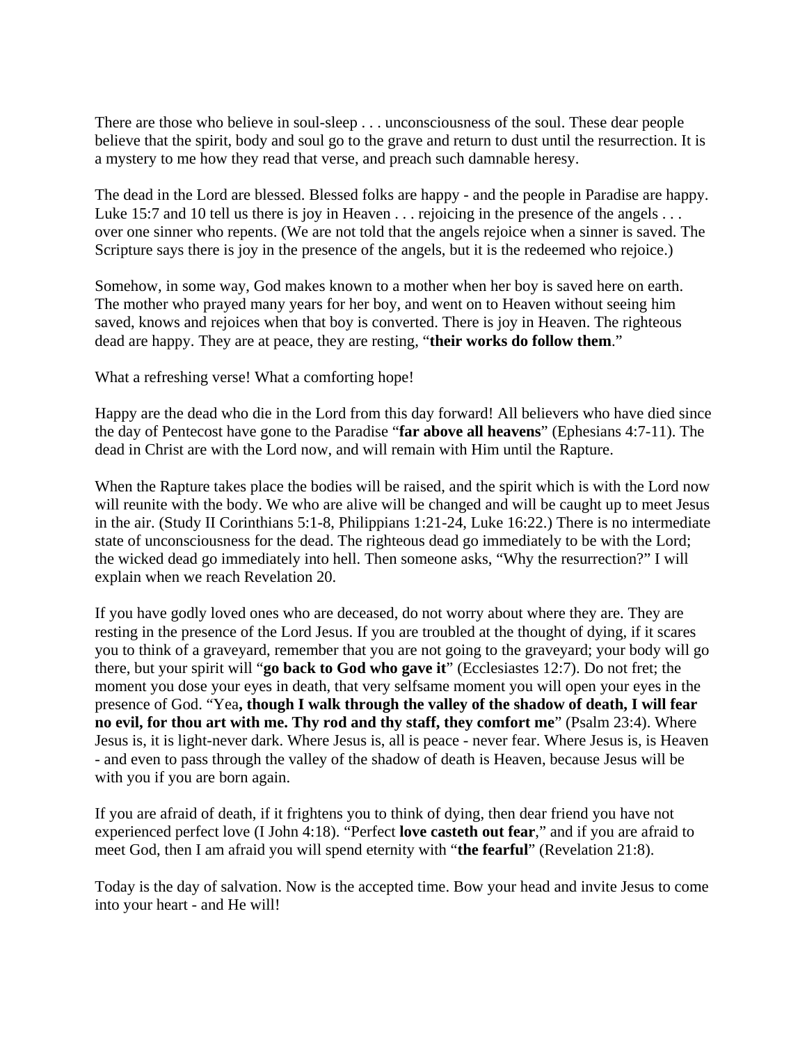There are those who believe in soul-sleep . . . unconsciousness of the soul. These dear people believe that the spirit, body and soul go to the grave and return to dust until the resurrection. It is a mystery to me how they read that verse, and preach such damnable heresy.

The dead in the Lord are blessed. Blessed folks are happy - and the people in Paradise are happy. Luke 15:7 and 10 tell us there is joy in Heaven . . . rejoicing in the presence of the angels . . . over one sinner who repents. (We are not told that the angels rejoice when a sinner is saved. The Scripture says there is joy in the presence of the angels, but it is the redeemed who rejoice.)

Somehow, in some way, God makes known to a mother when her boy is saved here on earth. The mother who prayed many years for her boy, and went on to Heaven without seeing him saved, knows and rejoices when that boy is converted. There is joy in Heaven. The righteous dead are happy. They are at peace, they are resting, "**their works do follow them**."

What a refreshing verse! What a comforting hope!

Happy are the dead who die in the Lord from this day forward! All believers who have died since the day of Pentecost have gone to the Paradise "**far above all heavens**" (Ephesians 4:7-11). The dead in Christ are with the Lord now, and will remain with Him until the Rapture.

When the Rapture takes place the bodies will be raised, and the spirit which is with the Lord now will reunite with the body. We who are alive will be changed and will be caught up to meet Jesus in the air. (Study II Corinthians 5:1-8, Philippians 1:21-24, Luke 16:22.) There is no intermediate state of unconsciousness for the dead. The righteous dead go immediately to be with the Lord; the wicked dead go immediately into hell. Then someone asks, "Why the resurrection?" I will explain when we reach Revelation 20.

If you have godly loved ones who are deceased, do not worry about where they are. They are resting in the presence of the Lord Jesus. If you are troubled at the thought of dying, if it scares you to think of a graveyard, remember that you are not going to the graveyard; your body will go there, but your spirit will "**go back to God who gave it**" (Ecclesiastes 12:7). Do not fret; the moment you dose your eyes in death, that very selfsame moment you will open your eyes in the presence of God. "Yea**, though I walk through the valley of the shadow of death, I will fear no evil, for thou art with me. Thy rod and thy staff, they comfort me**" (Psalm 23:4). Where Jesus is, it is light-never dark. Where Jesus is, all is peace - never fear. Where Jesus is, is Heaven - and even to pass through the valley of the shadow of death is Heaven, because Jesus will be with you if you are born again.

If you are afraid of death, if it frightens you to think of dying, then dear friend you have not experienced perfect love (I John 4:18). "Perfect **love casteth out fear**," and if you are afraid to meet God, then I am afraid you will spend eternity with "**the fearful**" (Revelation 21:8).

Today is the day of salvation. Now is the accepted time. Bow your head and invite Jesus to come into your heart - and He will!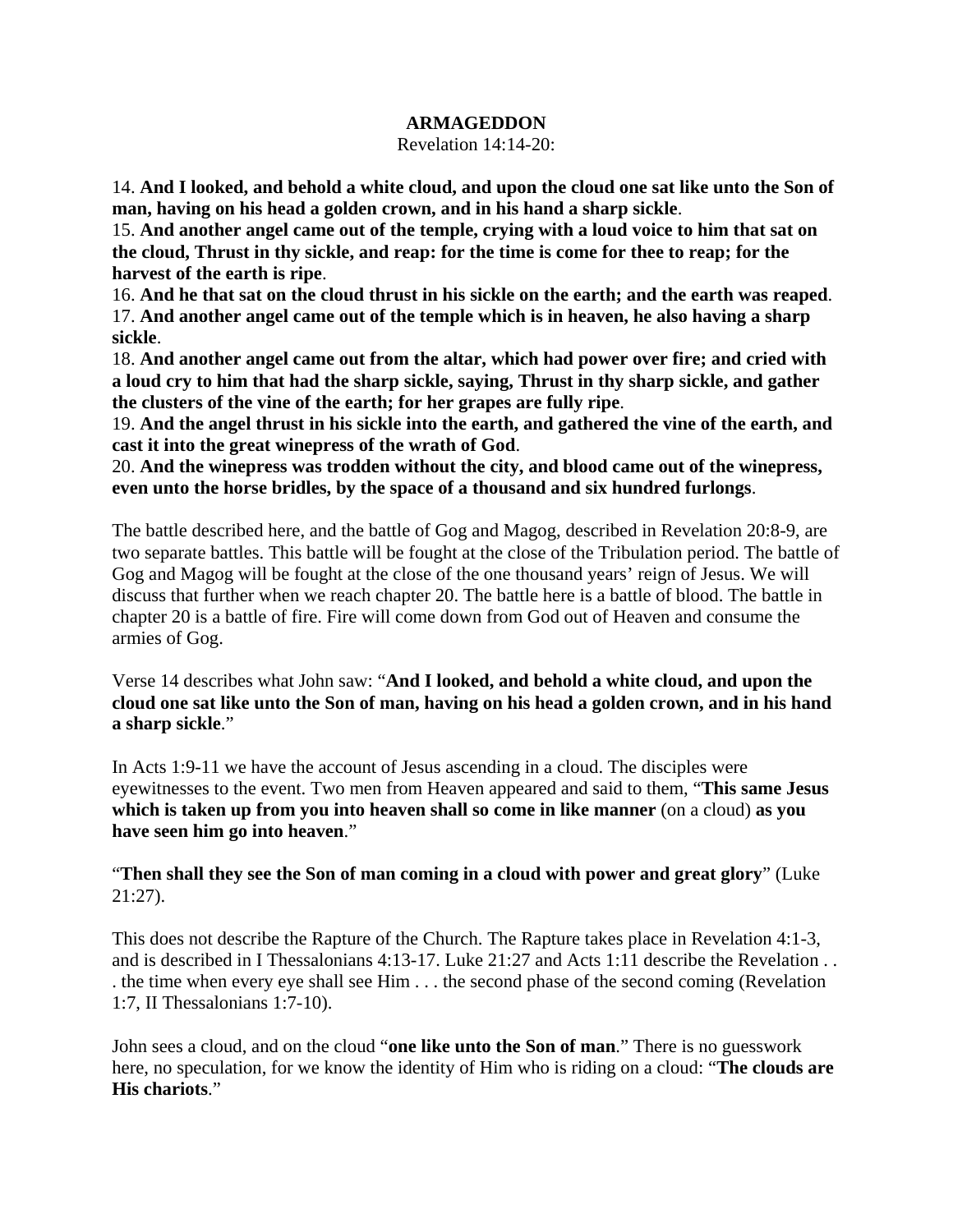**ARMAGEDDON**

Revelation 14:14-20:

14. **And I looked, and behold a white cloud, and upon the cloud one sat like unto the Son of man, having on his head a golden crown, and in his hand a sharp sickle**.
15. **And another angel came out of the temple, crying with a loud voice to him that sat on the cloud, Thrust in thy sickle, and reap: for the time is come for thee to reap; for the harvest of the earth is ripe**.
16. **And he that sat on the cloud thrust in his sickle on the earth; and the earth was reaped**.
17. **And another angel came out of the temple which is in heaven, he also having a sharp sickle**.
18. **And another angel came out from the altar, which had power over fire; and cried with a loud cry to him that had the sharp sickle, saying, Thrust in thy sharp sickle, and gather the clusters of the vine of the earth; for her grapes are fully ripe**.
19. **And the angel thrust in his sickle into the earth, and gathered the vine of the earth, and cast it into the great winepress of the wrath of God**.
20. **And the winepress was trodden without the city, and blood came out of the winepress, even unto the horse bridles, by the space of a thousand and six hundred furlongs**.

The battle described here, and the battle of Gog and Magog, described in Revelation 20:8-9, are two separate battles. This battle will be fought at the close of the Tribulation period. The battle of Gog and Magog will be fought at the close of the one thousand years' reign of Jesus. We will discuss that further when we reach chapter 20. The battle here is a battle of blood. The battle in chapter 20 is a battle of fire. Fire will come down from God out of Heaven and consume the armies of Gog.

Verse 14 describes what John saw: "**And I looked, and behold a white cloud, and upon the cloud one sat like unto the Son of man, having on his head a golden crown, and in his hand a sharp sickle**."

In Acts 1:9-11 we have the account of Jesus ascending in a cloud. The disciples were eyewitnesses to the event. Two men from Heaven appeared and said to them, "**This same Jesus which is taken up from you into heaven shall so come in like manner** (on a cloud) **as you have seen him go into heaven**."

"**Then shall they see the Son of man coming in a cloud with power and great glory**" (Luke 21:27).

This does not describe the Rapture of the Church. The Rapture takes place in Revelation 4:1-3, and is described in I Thessalonians 4:13-17. Luke 21:27 and Acts 1:11 describe the Revelation . . . the time when every eye shall see Him . . . the second phase of the second coming (Revelation 1:7, II Thessalonians 1:7-10).

John sees a cloud, and on the cloud "**one like unto the Son of man**." There is no guesswork here, no speculation, for we know the identity of Him who is riding on a cloud: "**The clouds are His chariots**."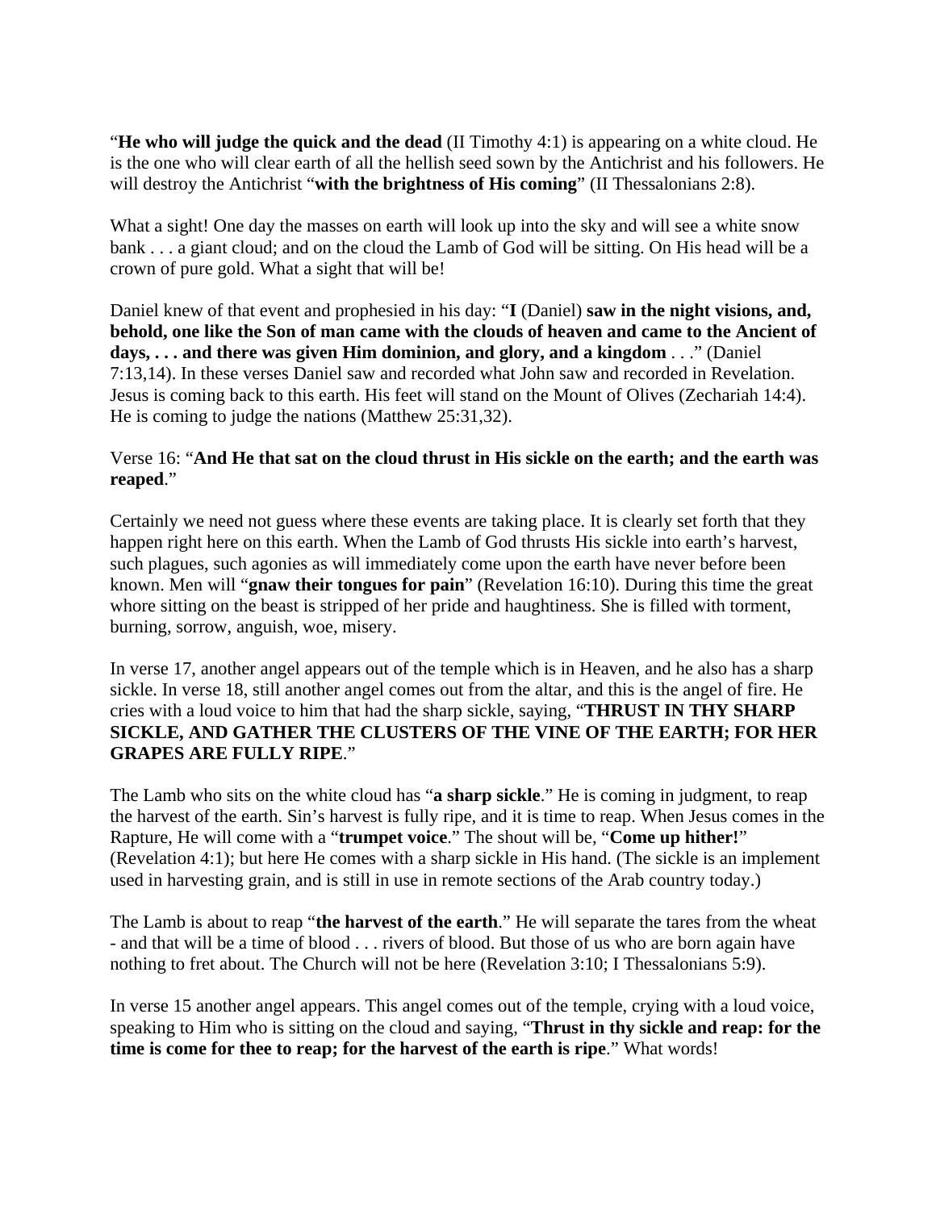"**He who will judge the quick and the dead** (II Timothy 4:1) is appearing on a white cloud. He is the one who will clear earth of all the hellish seed sown by the Antichrist and his followers. He will destroy the Antichrist "**with the brightness of His coming**" (II Thessalonians 2:8).

What a sight! One day the masses on earth will look up into the sky and will see a white snow bank . . . a giant cloud; and on the cloud the Lamb of God will be sitting. On His head will be a crown of pure gold. What a sight that will be!

Daniel knew of that event and prophesied in his day: "**I** (Daniel) **saw in the night visions, and, behold, one like the Son of man came with the clouds of heaven and came to the Ancient of days, . . . and there was given Him dominion, and glory, and a kingdom** . . ." (Daniel 7:13,14). In these verses Daniel saw and recorded what John saw and recorded in Revelation. Jesus is coming back to this earth. His feet will stand on the Mount of Olives (Zechariah 14:4). He is coming to judge the nations (Matthew 25:31,32).

Verse 16: "**And He that sat on the cloud thrust in His sickle on the earth; and the earth was reaped**."

Certainly we need not guess where these events are taking place. It is clearly set forth that they happen right here on this earth. When the Lamb of God thrusts His sickle into earth's harvest, such plagues, such agonies as will immediately come upon the earth have never before been known. Men will "**gnaw their tongues for pain**" (Revelation 16:10). During this time the great whore sitting on the beast is stripped of her pride and haughtiness. She is filled with torment, burning, sorrow, anguish, woe, misery.

In verse 17, another angel appears out of the temple which is in Heaven, and he also has a sharp sickle. In verse 18, still another angel comes out from the altar, and this is the angel of fire. He cries with a loud voice to him that had the sharp sickle, saying, "**THRUST IN THY SHARP SICKLE, AND GATHER THE CLUSTERS OF THE VINE OF THE EARTH; FOR HER GRAPES ARE FULLY RIPE**."

The Lamb who sits on the white cloud has "**a sharp sickle**." He is coming in judgment, to reap the harvest of the earth. Sin's harvest is fully ripe, and it is time to reap. When Jesus comes in the Rapture, He will come with a "**trumpet voice**." The shout will be, "**Come up hither!**" (Revelation 4:1); but here He comes with a sharp sickle in His hand. (The sickle is an implement used in harvesting grain, and is still in use in remote sections of the Arab country today.)

The Lamb is about to reap "**the harvest of the earth**." He will separate the tares from the wheat - and that will be a time of blood . . . rivers of blood. But those of us who are born again have nothing to fret about. The Church will not be here (Revelation 3:10; I Thessalonians 5:9).

In verse 15 another angel appears. This angel comes out of the temple, crying with a loud voice, speaking to Him who is sitting on the cloud and saying, "**Thrust in thy sickle and reap: for the time is come for thee to reap; for the harvest of the earth is ripe**." What words!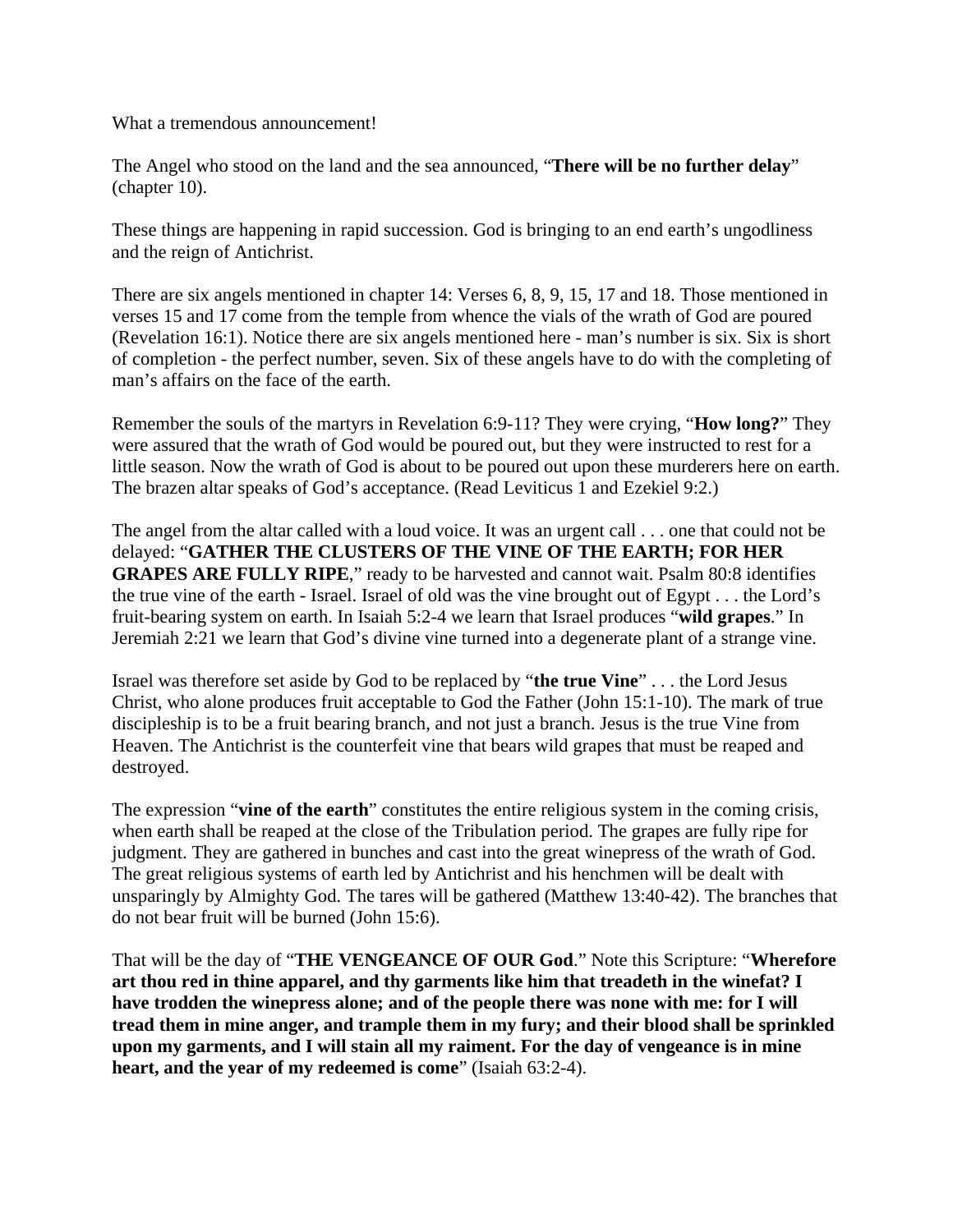What a tremendous announcement!

The Angel who stood on the land and the sea announced, "**There will be no further delay**" (chapter 10).

These things are happening in rapid succession. God is bringing to an end earth's ungodliness and the reign of Antichrist.

There are six angels mentioned in chapter 14: Verses 6, 8, 9, 15, 17 and 18. Those mentioned in verses 15 and 17 come from the temple from whence the vials of the wrath of God are poured (Revelation 16:1). Notice there are six angels mentioned here - man's number is six. Six is short of completion - the perfect number, seven. Six of these angels have to do with the completing of man's affairs on the face of the earth.

Remember the souls of the martyrs in Revelation 6:9-11? They were crying, "**How long?**" They were assured that the wrath of God would be poured out, but they were instructed to rest for a little season. Now the wrath of God is about to be poured out upon these murderers here on earth. The brazen altar speaks of God's acceptance. (Read Leviticus 1 and Ezekiel 9:2.)

The angel from the altar called with a loud voice. It was an urgent call . . . one that could not be delayed: "**GATHER THE CLUSTERS OF THE VINE OF THE EARTH; FOR HER GRAPES ARE FULLY RIPE**," ready to be harvested and cannot wait. Psalm 80:8 identifies the true vine of the earth - Israel. Israel of old was the vine brought out of Egypt . . . the Lord's fruit-bearing system on earth. In Isaiah 5:2-4 we learn that Israel produces "**wild grapes**." In Jeremiah 2:21 we learn that God's divine vine turned into a degenerate plant of a strange vine.

Israel was therefore set aside by God to be replaced by "**the true Vine**" . . . the Lord Jesus Christ, who alone produces fruit acceptable to God the Father (John 15:1-10). The mark of true discipleship is to be a fruit bearing branch, and not just a branch. Jesus is the true Vine from Heaven. The Antichrist is the counterfeit vine that bears wild grapes that must be reaped and destroyed.

The expression "**vine of the earth**" constitutes the entire religious system in the coming crisis, when earth shall be reaped at the close of the Tribulation period. The grapes are fully ripe for judgment. They are gathered in bunches and cast into the great winepress of the wrath of God. The great religious systems of earth led by Antichrist and his henchmen will be dealt with unsparingly by Almighty God. The tares will be gathered (Matthew 13:40-42). The branches that do not bear fruit will be burned (John 15:6).

That will be the day of "**THE VENGEANCE OF OUR God**." Note this Scripture: "**Wherefore art thou red in thine apparel, and thy garments like him that treadeth in the winefat? I have trodden the winepress alone; and of the people there was none with me: for I will tread them in mine anger, and trample them in my fury; and their blood shall be sprinkled upon my garments, and I will stain all my raiment. For the day of vengeance is in mine heart, and the year of my redeemed is come**" (Isaiah 63:2-4).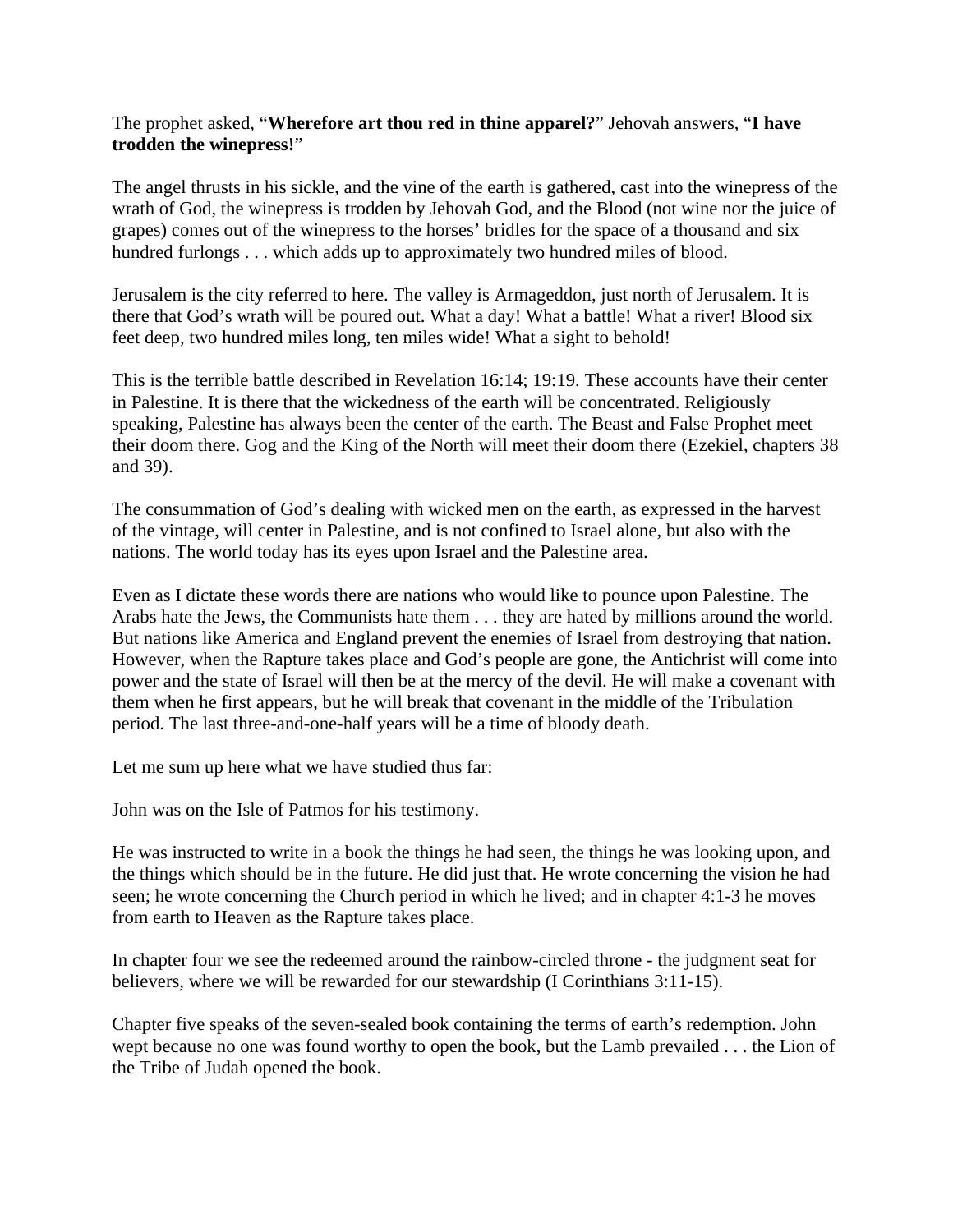The prophet asked, "**Wherefore art thou red in thine apparel?**" Jehovah answers, "**I have trodden the winepress!**"

The angel thrusts in his sickle, and the vine of the earth is gathered, cast into the winepress of the wrath of God, the winepress is trodden by Jehovah God, and the Blood (not wine nor the juice of grapes) comes out of the winepress to the horses' bridles for the space of a thousand and six hundred furlongs . . . which adds up to approximately two hundred miles of blood.

Jerusalem is the city referred to here. The valley is Armageddon, just north of Jerusalem. It is there that God's wrath will be poured out. What a day! What a battle! What a river! Blood six feet deep, two hundred miles long, ten miles wide! What a sight to behold!

This is the terrible battle described in Revelation 16:14; 19:19. These accounts have their center in Palestine. It is there that the wickedness of the earth will be concentrated. Religiously speaking, Palestine has always been the center of the earth. The Beast and False Prophet meet their doom there. Gog and the King of the North will meet their doom there (Ezekiel, chapters 38 and 39).

The consummation of God's dealing with wicked men on the earth, as expressed in the harvest of the vintage, will center in Palestine, and is not confined to Israel alone, but also with the nations. The world today has its eyes upon Israel and the Palestine area.

Even as I dictate these words there are nations who would like to pounce upon Palestine. The Arabs hate the Jews, the Communists hate them . . . they are hated by millions around the world. But nations like America and England prevent the enemies of Israel from destroying that nation. However, when the Rapture takes place and God's people are gone, the Antichrist will come into power and the state of Israel will then be at the mercy of the devil. He will make a covenant with them when he first appears, but he will break that covenant in the middle of the Tribulation period. The last three-and-one-half years will be a time of bloody death.

Let me sum up here what we have studied thus far:

John was on the Isle of Patmos for his testimony.

He was instructed to write in a book the things he had seen, the things he was looking upon, and the things which should be in the future. He did just that. He wrote concerning the vision he had seen; he wrote concerning the Church period in which he lived; and in chapter 4:1-3 he moves from earth to Heaven as the Rapture takes place.

In chapter four we see the redeemed around the rainbow-circled throne - the judgment seat for believers, where we will be rewarded for our stewardship (I Corinthians 3:11-15).

Chapter five speaks of the seven-sealed book containing the terms of earth's redemption. John wept because no one was found worthy to open the book, but the Lamb prevailed . . . the Lion of the Tribe of Judah opened the book.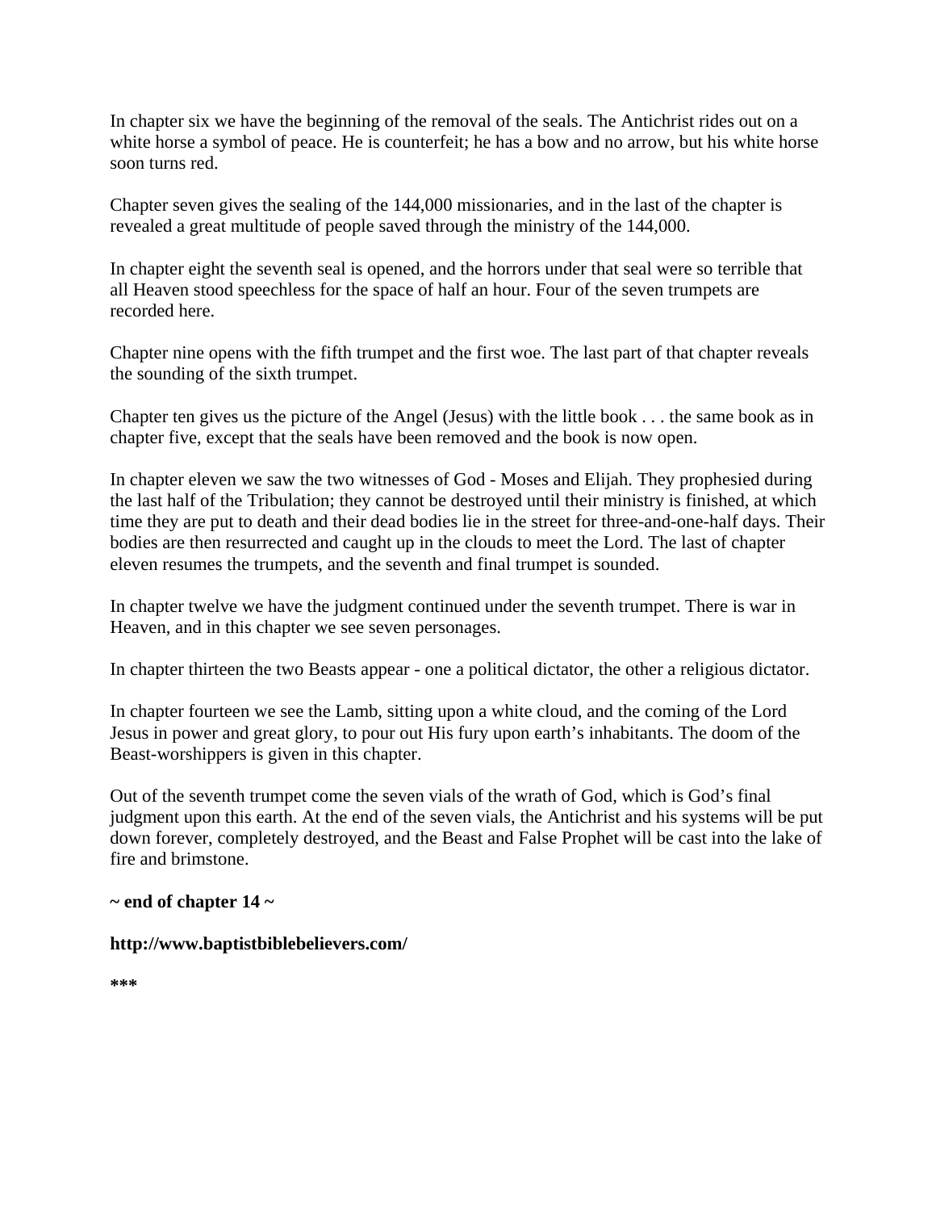In chapter six we have the beginning of the removal of the seals. The Antichrist rides out on a white horse a symbol of peace. He is counterfeit; he has a bow and no arrow, but his white horse soon turns red.

Chapter seven gives the sealing of the 144,000 missionaries, and in the last of the chapter is revealed a great multitude of people saved through the ministry of the 144,000.

In chapter eight the seventh seal is opened, and the horrors under that seal were so terrible that all Heaven stood speechless for the space of half an hour. Four of the seven trumpets are recorded here.

Chapter nine opens with the fifth trumpet and the first woe. The last part of that chapter reveals the sounding of the sixth trumpet.

Chapter ten gives us the picture of the Angel (Jesus) with the little book . . . the same book as in chapter five, except that the seals have been removed and the book is now open.

In chapter eleven we saw the two witnesses of God - Moses and Elijah. They prophesied during the last half of the Tribulation; they cannot be destroyed until their ministry is finished, at which time they are put to death and their dead bodies lie in the street for three-and-one-half days. Their bodies are then resurrected and caught up in the clouds to meet the Lord. The last of chapter eleven resumes the trumpets, and the seventh and final trumpet is sounded.

In chapter twelve we have the judgment continued under the seventh trumpet. There is war in Heaven, and in this chapter we see seven personages.

In chapter thirteen the two Beasts appear - one a political dictator, the other a religious dictator.

In chapter fourteen we see the Lamb, sitting upon a white cloud, and the coming of the Lord Jesus in power and great glory, to pour out His fury upon earth's inhabitants. The doom of the Beast-worshippers is given in this chapter.

Out of the seventh trumpet come the seven vials of the wrath of God, which is God's final judgment upon this earth. At the end of the seven vials, the Antichrist and his systems will be put down forever, completely destroyed, and the Beast and False Prophet will be cast into the lake of fire and brimstone.

**~ end of chapter 14 ~**

**http://www.baptistbiblebelievers.com/**

**\*\*\***